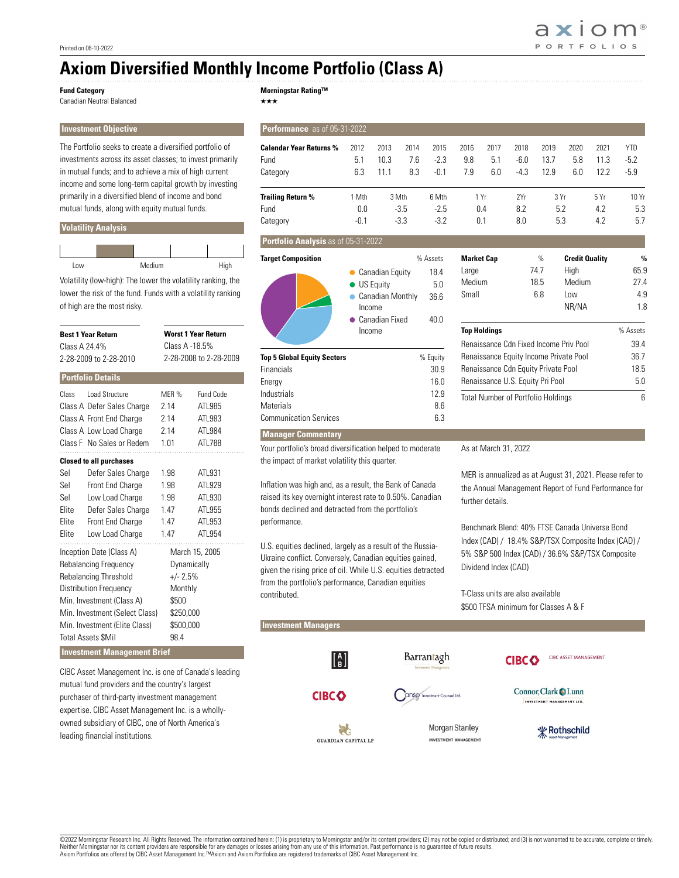Printed on 06-10-2022

# Axiom Diversified Monthly Income Portfolio (Class A)

**Fund Category**
Canadian Neutral Balanced

**Morningstar Rating™**
★★★

## Investment Objective

The Portfolio seeks to create a diversified portfolio of investments across its asset classes; to invest primarily in mutual funds; and to achieve a mix of high current income and some long-term capital growth by investing primarily in a diversified blend of income and bond mutual funds, along with equity mutual funds.

## Volatility Analysis

Low — Medium — High

Volatility (low-high): The lower the volatility ranking, the lower the risk of the fund. Funds with a volatility ranking of high are the most risky.

| Best 1 Year Return | Worst 1 Year Return |
|---|---|
| Class A 24.4% | Class A -18.5% |
| 2-28-2009 to 2-28-2010 | 2-28-2008 to 2-28-2009 |

## Portfolio Details

| Class | Load Structure | MER % | Fund Code |
|---|---|---|---|
| Class A | Defer Sales Charge | 2.14 | ATL985 |
| Class A | Front End Charge | 2.14 | ATL983 |
| Class A | Low Load Charge | 2.14 | ATL984 |
| Class F | No Sales or Redem | 1.01 | ATL788 |

**Closed to all purchases**

| Class | Load Structure | MER % | Fund Code |
|---|---|---|---|
| Sel | Defer Sales Charge | 1.98 | ATL931 |
| Sel | Front End Charge | 1.98 | ATL929 |
| Sel | Low Load Charge | 1.98 | ATL930 |
| Elite | Defer Sales Charge | 1.47 | ATL955 |
| Elite | Front End Charge | 1.47 | ATL953 |
| Elite | Low Load Charge | 1.47 | ATL954 |

| | |
|---|---|
| Inception Date (Class A) | March 15, 2005 |
| Rebalancing Frequency | Dynamically |
| Rebalancing Threshold | +/- 2.5% |
| Distribution Frequency | Monthly |
| Min. Investment (Class A) | $500 |
| Min. Investment (Select Class) | $250,000 |
| Min. Investment (Elite Class) | $500,000 |
| Total Assets $Mil | 98.4 |

## Investment Management Brief

CIBC Asset Management Inc. is one of Canada's leading mutual fund providers and the country's largest purchaser of third-party investment management expertise. CIBC Asset Management Inc. is a wholly-owned subsidiary of CIBC, one of North America's leading financial institutions.

## Performance as of 05-31-2022

| Calendar Year Returns % | 2012 | 2013 | 2014 | 2015 | 2016 | 2017 | 2018 | 2019 | 2020 | 2021 | YTD |
|---|---|---|---|---|---|---|---|---|---|---|---|
| Fund | 5.1 | 10.3 | 7.6 | -2.3 | 9.8 | 5.1 | -6.0 | 13.7 | 5.8 | 11.3 | -5.2 |
| Category | 6.3 | 11.1 | 8.3 | -0.1 | 7.9 | 6.0 | -4.3 | 12.9 | 6.0 | 12.2 | -5.9 |

| Trailing Return % | 1 Mth | 3 Mth | 6 Mth | 1 Yr | 2Yr | 3 Yr | 5 Yr | 10 Yr |
|---|---|---|---|---|---|---|---|---|
| Fund | 0.0 | -3.5 | -2.5 | 0.4 | 8.2 | 5.2 | 4.2 | 5.3 |
| Category | -0.1 | -3.3 | -3.2 | 0.1 | 8.0 | 5.3 | 4.2 | 5.7 |

## Portfolio Analysis as of 05-31-2022

| Target Composition | % Assets |
|---|---|
| Canadian Equity | 18.4 |
| US Equity | 5.0 |
| Canadian Monthly Income | 36.6 |
| Canadian Fixed Income | 40.0 |

| Market Cap | % |
|---|---|
| Large | 74.7 |
| Medium | 18.5 |
| Small | 6.8 |

| Credit Quality | % |
|---|---|
| High | 65.9 |
| Medium | 27.4 |
| Low | 4.9 |
| NR/NA | 1.8 |

| Top 5 Global Equity Sectors | % Equity |
|---|---|
| Financials | 30.9 |
| Energy | 16.0 |
| Industrials | 12.9 |
| Materials | 8.6 |
| Communication Services | 6.3 |

| Top Holdings | % Assets |
|---|---|
| Renaissance Cdn Fixed Income Priv Pool | 39.4 |
| Renaissance Equity Income Private Pool | 36.7 |
| Renaissance Cdn Equity Private Pool | 18.5 |
| Renaissance U.S. Equity Pri Pool | 5.0 |
| Total Number of Portfolio Holdings | 6 |

## Manager Commentary

Your portfolio's broad diversification helped to moderate the impact of market volatility this quarter.

Inflation was high and, as a result, the Bank of Canada raised its key overnight interest rate to 0.50%. Canadian bonds declined and detracted from the portfolio's performance.

U.S. equities declined, largely as a result of the Russia-Ukraine conflict. Conversely, Canadian equities gained, given the rising price of oil. While U.S. equities detracted from the portfolio's performance, Canadian equities contributed.

As at March 31, 2022

MER is annualized as at August 31, 2021. Please refer to the Annual Management Report of Fund Performance for further details.

Benchmark Blend: 40% FTSE Canada Universe Bond Index (CAD) / 18.4% S&P/TSX Composite Index (CAD) / 5% S&P 500 Index (CAD) / 36.6% S&P/TSX Composite Dividend Index (CAD)

T-Class units are also available
$500 TFSA minimum for Classes A & F

## Investment Managers

AB; Barrantagh Investment Management; CIBC Asset Management; CIBC; Canso Investment Counsel Ltd.; Connor, Clark & Lunn Investment Management Ltd.; Guardian Capital LP; Morgan Stanley Investment Management; Rothschild Asset Management

©2022 Morningstar Research Inc. All Rights Reserved. The information contained herein: (1) is proprietary to Morningstar and/or its content providers; (2) may not be copied or distributed; and (3) is not warranted to be accurate, complete or timely. Neither Morningstar nor its content providers are responsible for any damages or losses arising from any use of this information. Past performance is no guarantee of future results.
Axiom Portfolios are offered by CIBC Asset Management Inc.™Axiom and Axiom Portfolios are registered trademarks of CIBC Asset Management Inc.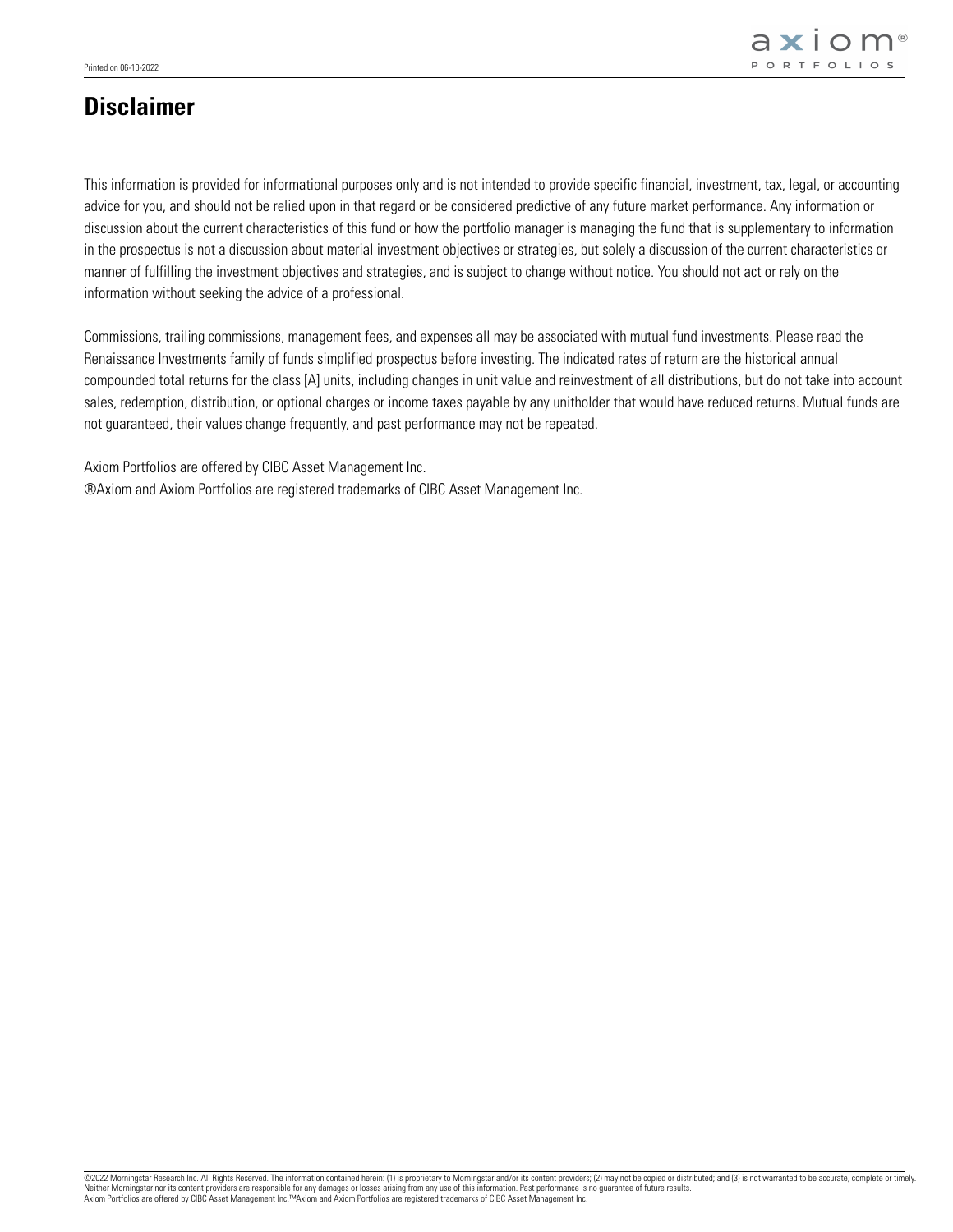# Disclaimer

This information is provided for informational purposes only and is not intended to provide specific financial, investment, tax, legal, or accounting advice for you, and should not be relied upon in that regard or be considered predictive of any future market performance. Any information or discussion about the current characteristics of this fund or how the portfolio manager is managing the fund that is supplementary to information in the prospectus is not a discussion about material investment objectives or strategies, but solely a discussion of the current characteristics or manner of fulfilling the investment objectives and strategies, and is subject to change without notice. You should not act or rely on the information without seeking the advice of a professional.

Commissions, trailing commissions, management fees, and expenses all may be associated with mutual fund investments. Please read the Renaissance Investments family of funds simplified prospectus before investing. The indicated rates of return are the historical annual compounded total returns for the class [A] units, including changes in unit value and reinvestment of all distributions, but do not take into account sales, redemption, distribution, or optional charges or income taxes payable by any unitholder that would have reduced returns. Mutual funds are not guaranteed, their values change frequently, and past performance may not be repeated.

Axiom Portfolios are offered by CIBC Asset Management Inc.
®Axiom and Axiom Portfolios are registered trademarks of CIBC Asset Management Inc.

©2022 Morningstar Research Inc. All Rights Reserved. The information contained herein: (1) is proprietary to Morningstar and/or its content providers; (2) may not be copied or distributed; and (3) is not warranted to be accurate, complete or timely. Neither Morningstar nor its content providers are responsible for any damages or losses arising from any use of this information. Past performance is no guarantee of future results.
Axiom Portfolios are offered by CIBC Asset Management Inc.™Axiom and Axiom Portfolios are registered trademarks of CIBC Asset Management Inc.